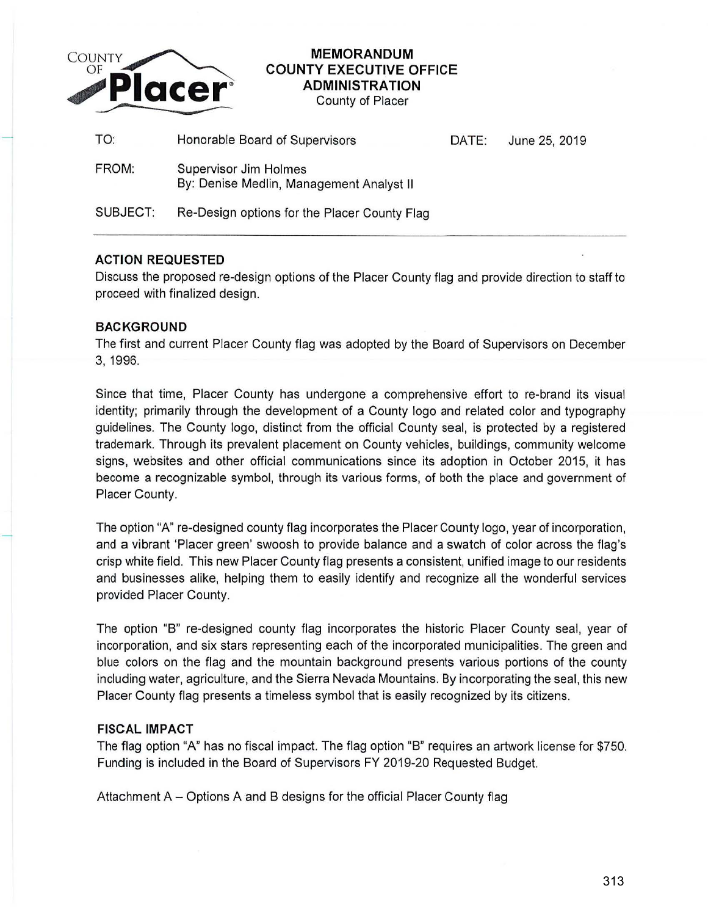COUNTY OF Placer

# MEMORANDUM
## COUNTY EXECUTIVE OFFICE
## ADMINISTRATION
County of Placer

| | | | |
|---|---|---|---|
| TO: | Honorable Board of Supervisors | DATE: | June 25, 2019 |
| FROM: | Supervisor Jim Holmes<br>By: Denise Medlin, Management Analyst II | | |
| SUBJECT: | Re-Design options for the Placer County Flag | | |

---

**ACTION REQUESTED**

Discuss the proposed re-design options of the Placer County flag and provide direction to staff to proceed with finalized design.

**BACKGROUND**

The first and current Placer County flag was adopted by the Board of Supervisors on December 3, 1996.

Since that time, Placer County has undergone a comprehensive effort to re-brand its visual identity; primarily through the development of a County logo and related color and typography guidelines. The County logo, distinct from the official County seal, is protected by a registered trademark. Through its prevalent placement on County vehicles, buildings, community welcome signs, websites and other official communications since its adoption in October 2015, it has become a recognizable symbol, through its various forms, of both the place and government of Placer County.

The option "A" re-designed county flag incorporates the Placer County logo, year of incorporation, and a vibrant 'Placer green' swoosh to provide balance and a swatch of color across the flag's crisp white field. This new Placer County flag presents a consistent, unified image to our residents and businesses alike, helping them to easily identify and recognize all the wonderful services provided Placer County.

The option "B" re-designed county flag incorporates the historic Placer County seal, year of incorporation, and six stars representing each of the incorporated municipalities. The green and blue colors on the flag and the mountain background presents various portions of the county including water, agriculture, and the Sierra Nevada Mountains. By incorporating the seal, this new Placer County flag presents a timeless symbol that is easily recognized by its citizens.

**FISCAL IMPACT**

The flag option "A" has no fiscal impact. The flag option "B" requires an artwork license for $750. Funding is included in the Board of Supervisors FY 2019-20 Requested Budget.

Attachment A – Options A and B designs for the official Placer County flag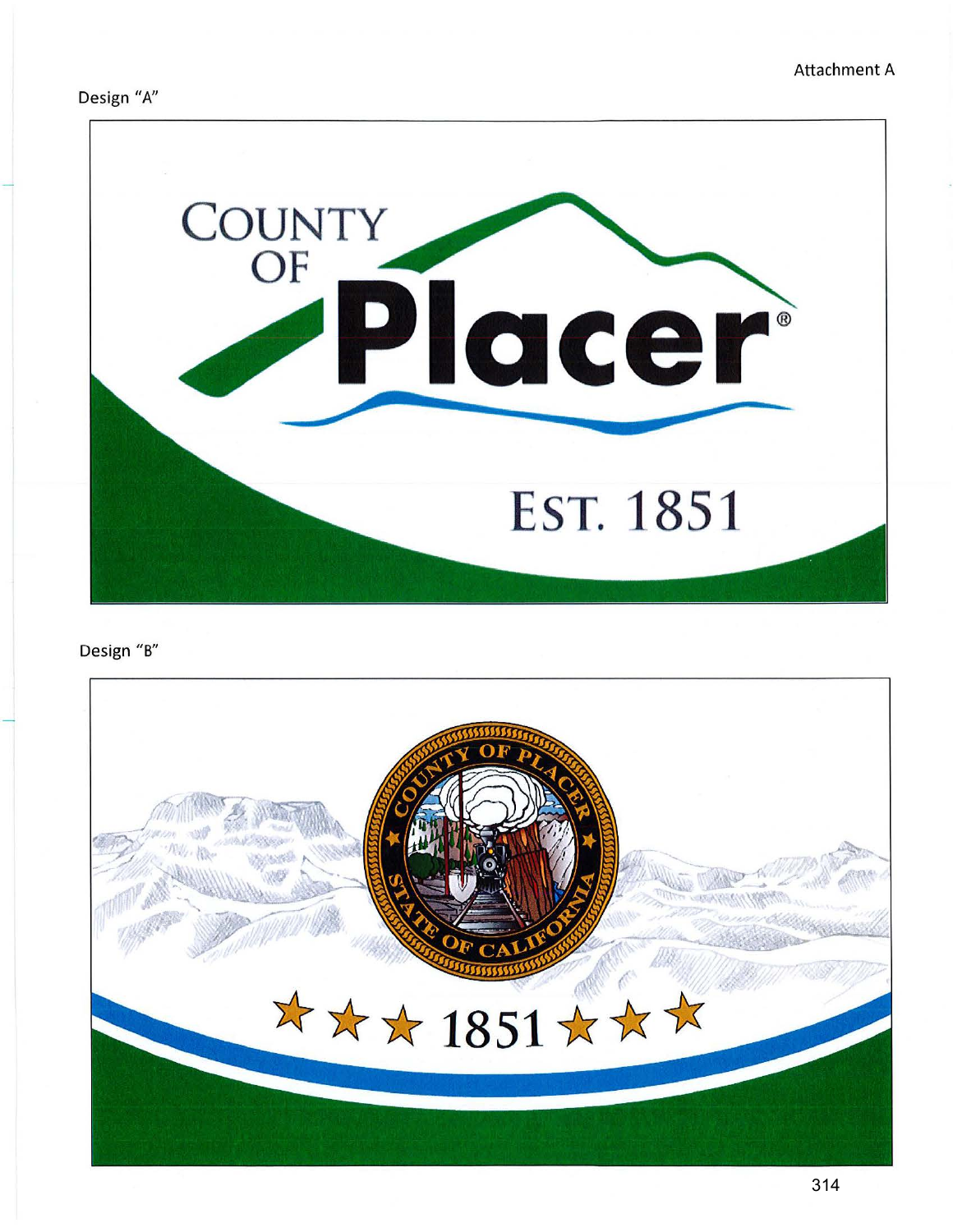Attachment A

Design "A"

COUNTY OF Placer®

EST. 1851

Design "B"

COUNTY OF PLACER ★ STATE OF CALIFORNIA ★

★★★ 1851 ★★★